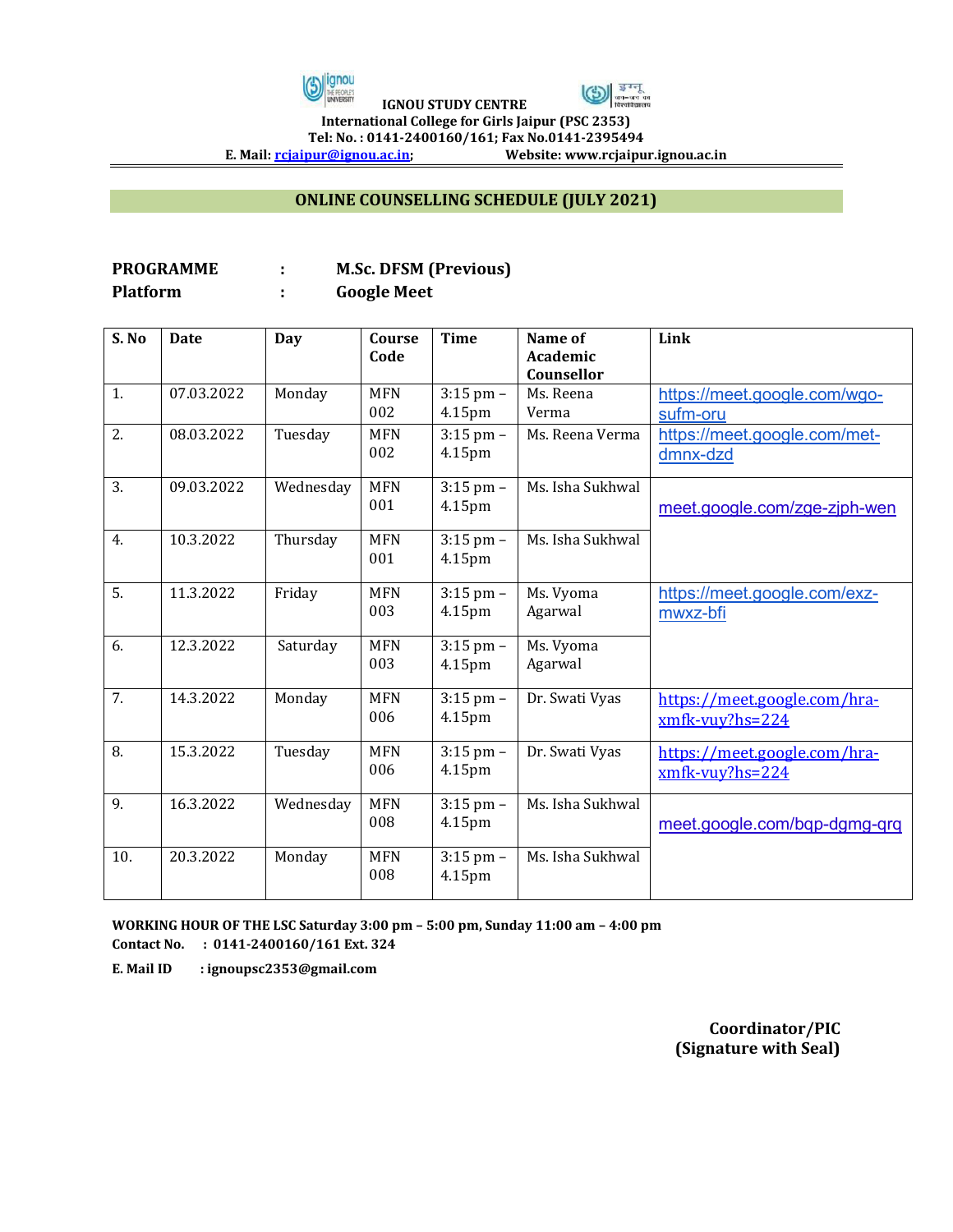**IGNOU STUDY CENTRE**
**International College for Girls Jaipur (PSC 2353)**
**Tel: No. : 0141-2400160/161; Fax No.0141-2395494**
**E. Mail: rcjaipur@ignou.ac.in; Website: www.rcjaipur.ignou.ac.in**

## ONLINE COUNSELLING SCHEDULE (JULY 2021)

**PROGRAMME : M.Sc. DFSM (Previous)**
**Platform : Google Meet**

| S. No | Date | Day | Course Code | Time | Name of Academic Counsellor | Link |
|---|---|---|---|---|---|---|
| 1. | 07.03.2022 | Monday | MFN 002 | 3:15 pm – 4.15pm | Ms. Reena Verma | https://meet.google.com/wgo-sufm-oru |
| 2. | 08.03.2022 | Tuesday | MFN 002 | 3:15 pm – 4.15pm | Ms. Reena Verma | https://meet.google.com/met-dmnx-dzd |
| 3. | 09.03.2022 | Wednesday | MFN 001 | 3:15 pm – 4.15pm | Ms. Isha Sukhwal | meet.google.com/zge-zjph-wen |
| 4. | 10.3.2022 | Thursday | MFN 001 | 3:15 pm – 4.15pm | Ms. Isha Sukhwal | |
| 5. | 11.3.2022 | Friday | MFN 003 | 3:15 pm – 4.15pm | Ms. Vyoma Agarwal | https://meet.google.com/exz-mwxz-bfi |
| 6. | 12.3.2022 | Saturday | MFN 003 | 3:15 pm – 4.15pm | Ms. Vyoma Agarwal | |
| 7. | 14.3.2022 | Monday | MFN 006 | 3:15 pm – 4.15pm | Dr. Swati Vyas | https://meet.google.com/hra-xmfk-vuy?hs=224 |
| 8. | 15.3.2022 | Tuesday | MFN 006 | 3:15 pm – 4.15pm | Dr. Swati Vyas | https://meet.google.com/hra-xmfk-vuy?hs=224 |
| 9. | 16.3.2022 | Wednesday | MFN 008 | 3:15 pm – 4.15pm | Ms. Isha Sukhwal | meet.google.com/bqp-dgmg-qrq |
| 10. | 20.3.2022 | Monday | MFN 008 | 3:15 pm – 4.15pm | Ms. Isha Sukhwal | |

**WORKING HOUR OF THE LSC Saturday 3:00 pm – 5:00 pm, Sunday 11:00 am – 4:00 pm**
**Contact No. : 0141-2400160/161 Ext. 324**
**E. Mail ID : ignoupsc2353@gmail.com**

**Coordinator/PIC**
**(Signature with Seal)**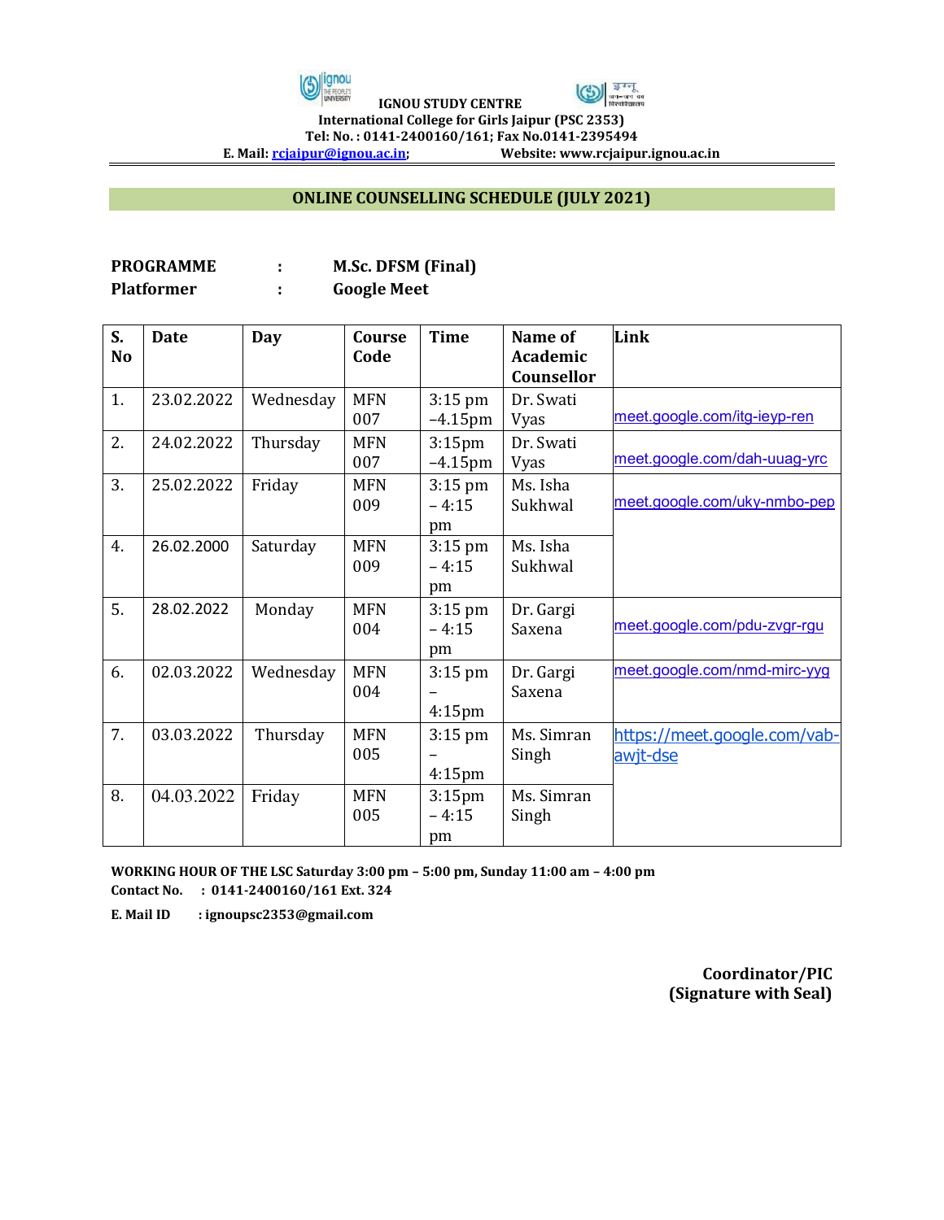IGNOU STUDY CENTRE
International College for Girls Jaipur (PSC 2353)
Tel: No. : 0141-2400160/161; Fax No.0141-2395494
E. Mail: rcjaipur@ignou.ac.in; Website: www.rcjaipur.ignou.ac.in

## ONLINE COUNSELLING SCHEDULE (JULY 2021)

**PROGRAMME** : **M.Sc. DFSM (Final)**
**Platformer** : **Google Meet**

| S. No | Date | Day | Course Code | Time | Name of Academic Counsellor | Link |
|---|---|---|---|---|---|---|
| 1. | 23.02.2022 | Wednesday | MFN 007 | 3:15 pm –4.15pm | Dr. Swati Vyas | meet.google.com/itg-ieyp-ren |
| 2. | 24.02.2022 | Thursday | MFN 007 | 3:15pm –4.15pm | Dr. Swati Vyas | meet.google.com/dah-uuag-yrc |
| 3. | 25.02.2022 | Friday | MFN 009 | 3:15 pm – 4:15 pm | Ms. Isha Sukhwal | meet.google.com/uky-nmbo-pep |
| 4. | 26.02.2000 | Saturday | MFN 009 | 3:15 pm – 4:15 pm | Ms. Isha Sukhwal | |
| 5. | 28.02.2022 | Monday | MFN 004 | 3:15 pm – 4:15 pm | Dr. Gargi Saxena | meet.google.com/pdu-zvgr-rgu |
| 6. | 02.03.2022 | Wednesday | MFN 004 | 3:15 pm – 4:15pm | Dr. Gargi Saxena | meet.google.com/nmd-mirc-yyg |
| 7. | 03.03.2022 | Thursday | MFN 005 | 3:15 pm – 4:15pm | Ms. Simran Singh | https://meet.google.com/vab-awjt-dse |
| 8. | 04.03.2022 | Friday | MFN 005 | 3:15pm – 4:15 pm | Ms. Simran Singh | |

**WORKING HOUR OF THE LSC Saturday 3:00 pm – 5:00 pm, Sunday 11:00 am – 4:00 pm**
**Contact No. : 0141-2400160/161 Ext. 324**
**E. Mail ID : ignoupsc2353@gmail.com**

**Coordinator/PIC**
**(Signature with Seal)**